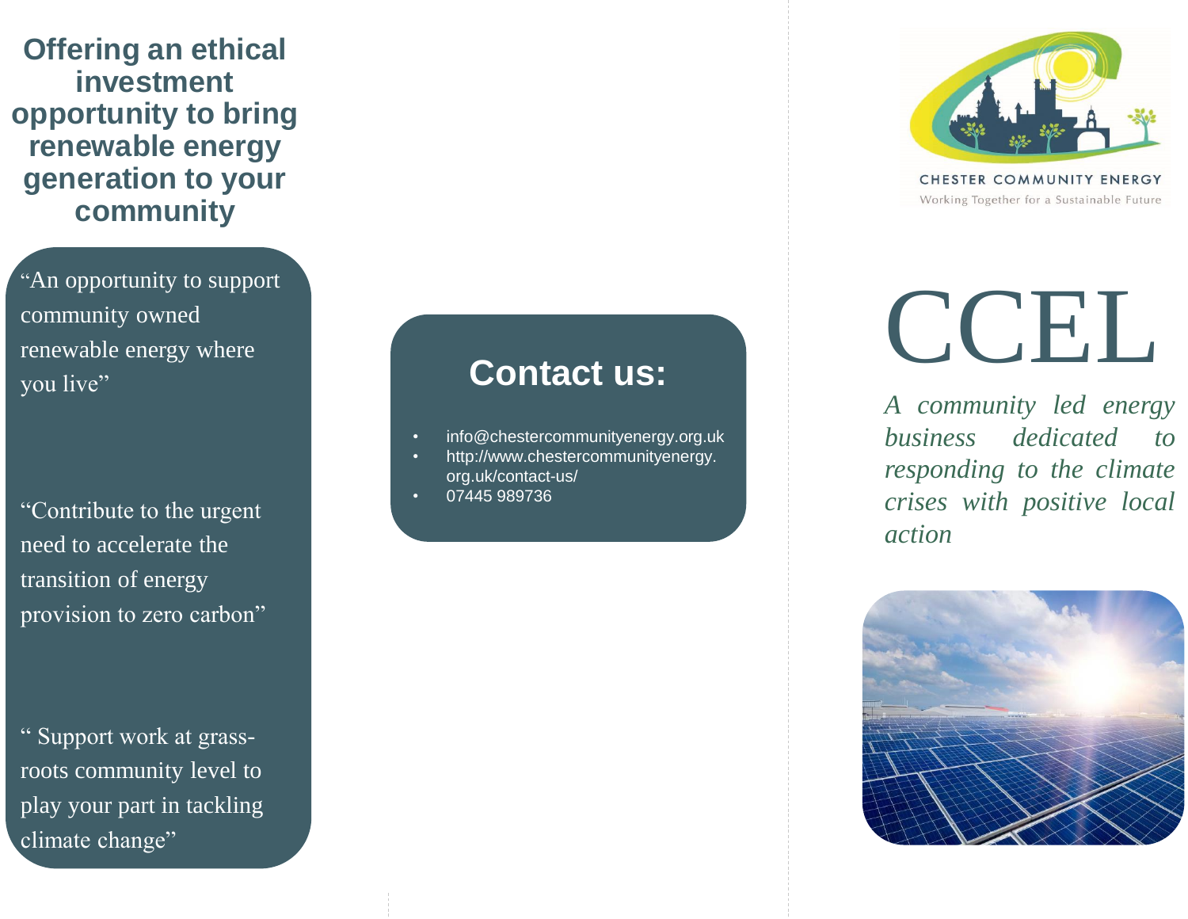**Offering an ethical investment opportunity to bring renewable energy generation to your community**

"An opportunity to support community owned renewable energy where you live"

"Contribute to the urgent need to accelerate the transition of energy provision to zero carbon"

" Support work at grass-roots community level to play your part in tackling climate change"

## Contact us:

- info@chestercommunityenergy.org.uk
- http://www.chestercommunityenergy.org.uk/contact-us/
- 07445 989736

CHESTER COMMUNITY ENERGY

Working Together for a Sustainable Future

# CCEL

*A community led energy business dedicated to responding to the climate crises with positive local action*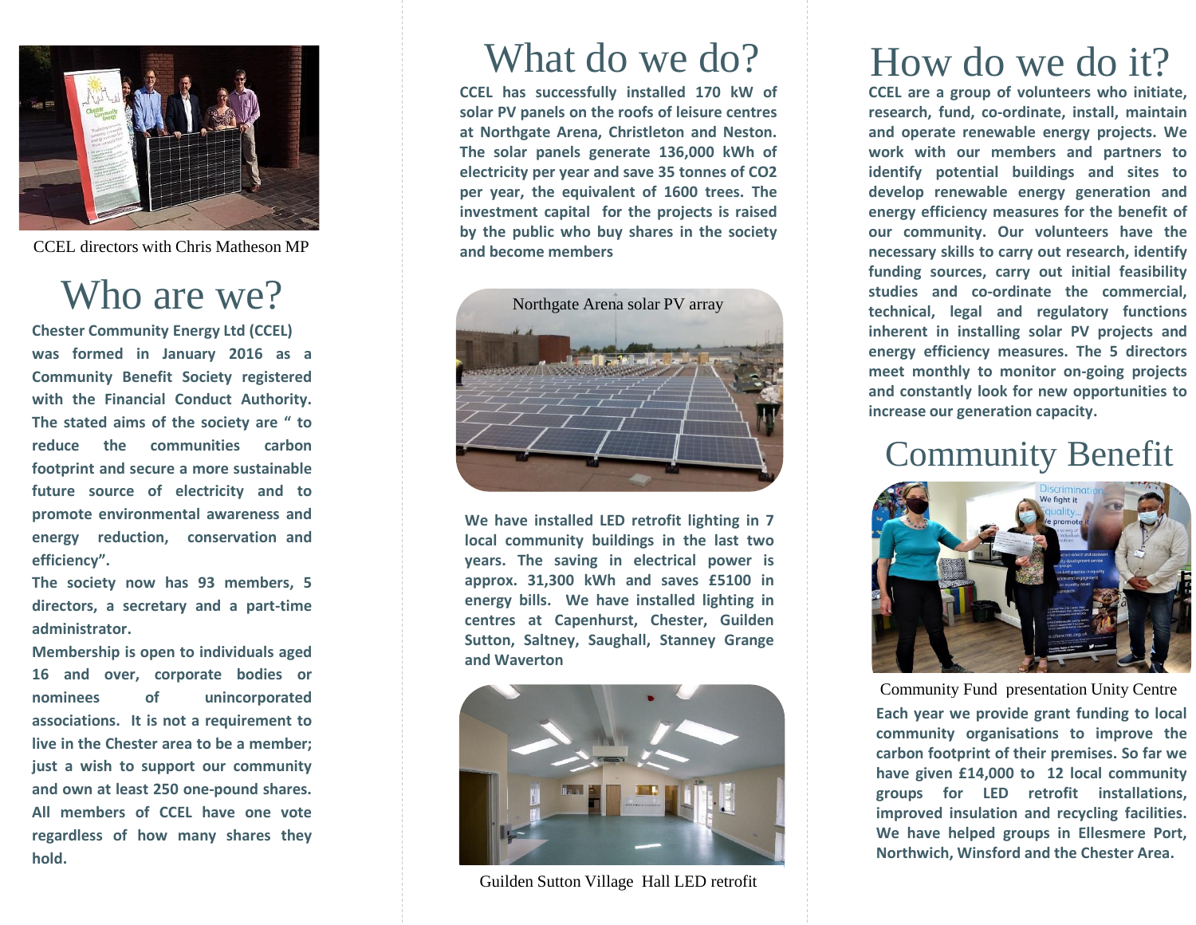CCEL directors with Chris Matheson MP

# Who are we?

**Chester Community Energy Ltd (CCEL) was formed in January 2016 as a Community Benefit Society registered with the Financial Conduct Authority. The stated aims of the society are " to reduce the communities carbon footprint and secure a more sustainable future source of electricity and to promote environmental awareness and energy reduction, conservation and efficiency".**

**The society now has 93 members, 5 directors, a secretary and a part-time administrator.**

**Membership is open to individuals aged 16 and over, corporate bodies or nominees of unincorporated associations. It is not a requirement to live in the Chester area to be a member; just a wish to support our community and own at least 250 one-pound shares. All members of CCEL have one vote regardless of how many shares they hold.**

# What do we do?

**CCEL has successfully installed 170 kW of solar PV panels on the roofs of leisure centres at Northgate Arena, Christleton and Neston. The solar panels generate 136,000 kWh of electricity per year and save 35 tonnes of $CO_2$ per year, the equivalent of 1600 trees. The investment capital for the projects is raised by the public who buy shares in the society and become members**

Northgate Arena solar PV array

**We have installed LED retrofit lighting in 7 local community buildings in the last two years. The saving in electrical power is approx. 31,300 kWh and saves £5100 in energy bills. We have installed lighting in centres at Capenhurst, Chester, Guilden Sutton, Saltney, Saughall, Stanney Grange and Waverton**

Guilden Sutton Village Hall LED retrofit

# How do we do it?

**CCEL are a group of volunteers who initiate, research, fund, co-ordinate, install, maintain and operate renewable energy projects. We work with our members and partners to identify potential buildings and sites to develop renewable energy generation and energy efficiency measures for the benefit of our community. Our volunteers have the necessary skills to carry out research, identify funding sources, carry out initial feasibility studies and co-ordinate the commercial, technical, legal and regulatory functions inherent in installing solar PV projects and energy efficiency measures. The 5 directors meet monthly to monitor on-going projects and constantly look for new opportunities to increase our generation capacity.**

# Community Benefit

Community Fund presentation Unity Centre

**Each year we provide grant funding to local community organisations to improve the carbon footprint of their premises. So far we have given £14,000 to 12 local community groups for LED retrofit installations, improved insulation and recycling facilities. We have helped groups in Ellesmere Port, Northwich, Winsford and the Chester Area.**